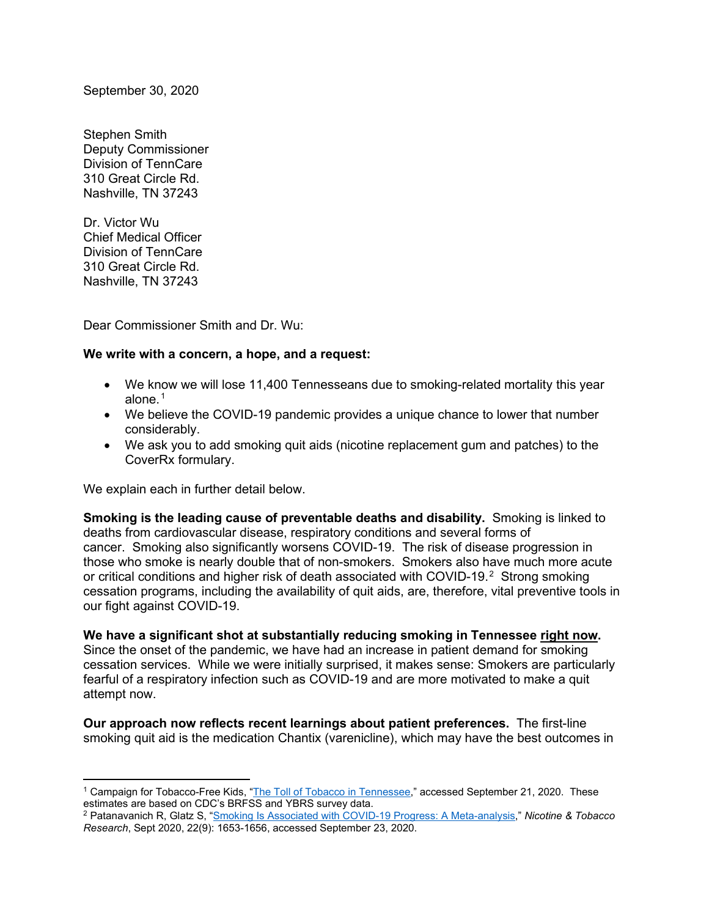September 30, 2020

Stephen Smith
Deputy Commissioner
Division of TennCare
310 Great Circle Rd.
Nashville, TN 37243

Dr. Victor Wu
Chief Medical Officer
Division of TennCare
310 Great Circle Rd.
Nashville, TN 37243

Dear Commissioner Smith and Dr. Wu:

**We write with a concern, a hope, and a request:**

- We know we will lose 11,400 Tennesseans due to smoking-related mortality this year alone.[1]
- We believe the COVID-19 pandemic provides a unique chance to lower that number considerably.
- We ask you to add smoking quit aids (nicotine replacement gum and patches) to the CoverRx formulary.

We explain each in further detail below.

**Smoking is the leading cause of preventable deaths and disability.** Smoking is linked to deaths from cardiovascular disease, respiratory conditions and several forms of cancer. Smoking also significantly worsens COVID-19. The risk of disease progression in those who smoke is nearly double that of non-smokers. Smokers also have much more acute or critical conditions and higher risk of death associated with COVID-19.[2] Strong smoking cessation programs, including the availability of quit aids, are, therefore, vital preventive tools in our fight against COVID-19.

**We have a significant shot at substantially reducing smoking in Tennessee <u>right now</u>.** Since the onset of the pandemic, we have had an increase in patient demand for smoking cessation services. While we were initially surprised, it makes sense: Smokers are particularly fearful of a respiratory infection such as COVID-19 and are more motivated to make a quit attempt now.

**Our approach now reflects recent learnings about patient preferences.** The first-line smoking quit aid is the medication Chantix (varenicline), which may have the best outcomes in

---

[1] Campaign for Tobacco-Free Kids, "The Toll of Tobacco in Tennessee," accessed September 21, 2020. These estimates are based on CDC's BRFSS and YBRS survey data.

[2] Patanavanich R, Glatz S, "Smoking Is Associated with COVID-19 Progress: A Meta-analysis," *Nicotine & Tobacco Research*, Sept 2020, 22(9): 1653-1656, accessed September 23, 2020.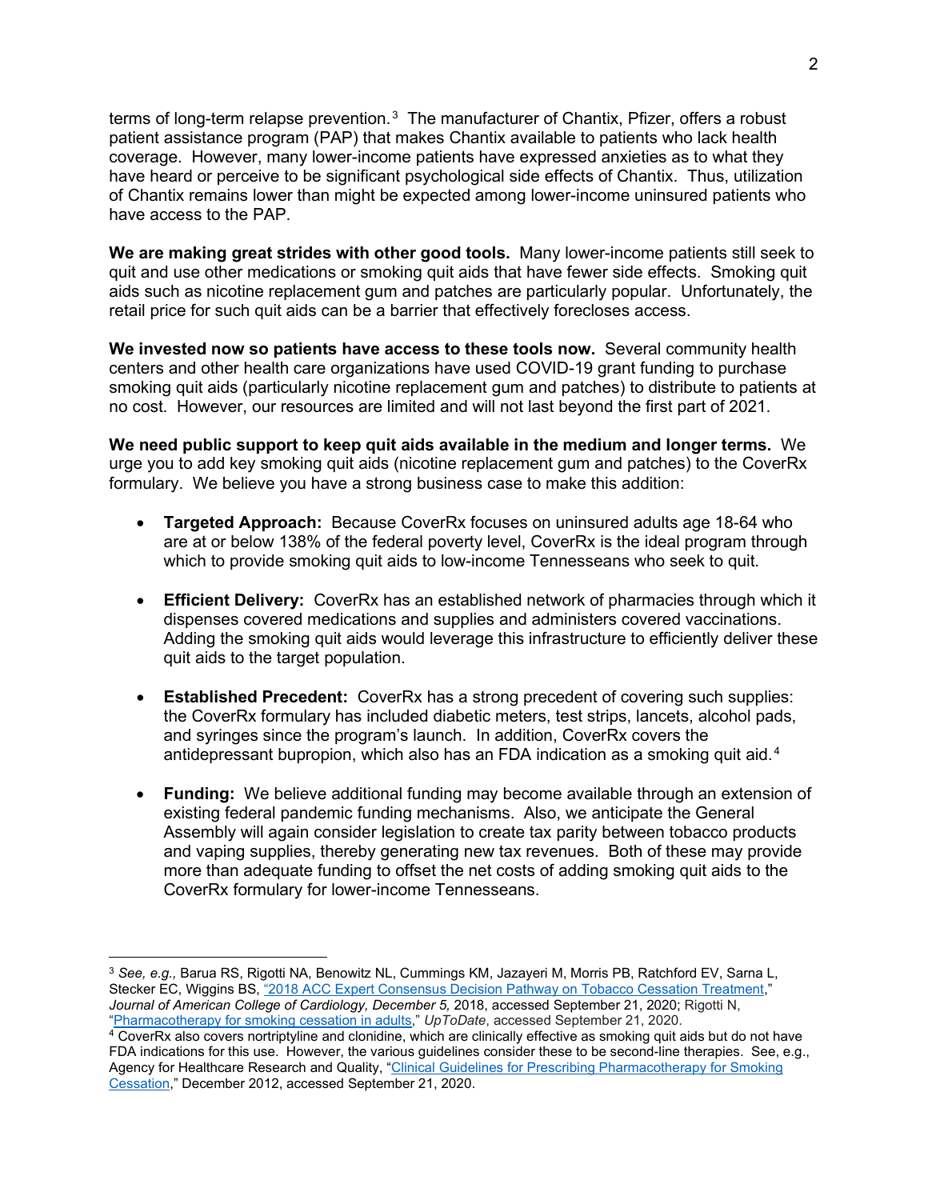terms of long-term relapse prevention.[3] The manufacturer of Chantix, Pfizer, offers a robust patient assistance program (PAP) that makes Chantix available to patients who lack health coverage. However, many lower-income patients have expressed anxieties as to what they have heard or perceive to be significant psychological side effects of Chantix. Thus, utilization of Chantix remains lower than might be expected among lower-income uninsured patients who have access to the PAP.

**We are making great strides with other good tools.** Many lower-income patients still seek to quit and use other medications or smoking quit aids that have fewer side effects. Smoking quit aids such as nicotine replacement gum and patches are particularly popular. Unfortunately, the retail price for such quit aids can be a barrier that effectively forecloses access.

**We invested now so patients have access to these tools now.** Several community health centers and other health care organizations have used COVID-19 grant funding to purchase smoking quit aids (particularly nicotine replacement gum and patches) to distribute to patients at no cost. However, our resources are limited and will not last beyond the first part of 2021.

**We need public support to keep quit aids available in the medium and longer terms.** We urge you to add key smoking quit aids (nicotine replacement gum and patches) to the CoverRx formulary. We believe you have a strong business case to make this addition:

- **Targeted Approach:** Because CoverRx focuses on uninsured adults age 18-64 who are at or below 138% of the federal poverty level, CoverRx is the ideal program through which to provide smoking quit aids to low-income Tennesseans who seek to quit.

- **Efficient Delivery:** CoverRx has an established network of pharmacies through which it dispenses covered medications and supplies and administers covered vaccinations. Adding the smoking quit aids would leverage this infrastructure to efficiently deliver these quit aids to the target population.

- **Established Precedent:** CoverRx has a strong precedent of covering such supplies: the CoverRx formulary has included diabetic meters, test strips, lancets, alcohol pads, and syringes since the program's launch. In addition, CoverRx covers the antidepressant bupropion, which also has an FDA indication as a smoking quit aid.[4]

- **Funding:** We believe additional funding may become available through an extension of existing federal pandemic funding mechanisms. Also, we anticipate the General Assembly will again consider legislation to create tax parity between tobacco products and vaping supplies, thereby generating new tax revenues. Both of these may provide more than adequate funding to offset the net costs of adding smoking quit aids to the CoverRx formulary for lower-income Tennesseans.

---

[3] *See, e.g.,* Barua RS, Rigotti NA, Benowitz NL, Cummings KM, Jazayeri M, Morris PB, Ratchford EV, Sarna L, Stecker EC, Wiggins BS, "2018 ACC Expert Consensus Decision Pathway on Tobacco Cessation Treatment," *Journal of American College of Cardiology, December 5,* 2018, accessed September 21, 2020; Rigotti N, "Pharmacotherapy for smoking cessation in adults," *UpToDate*, accessed September 21, 2020.

[4] CoverRx also covers nortriptyline and clonidine, which are clinically effective as smoking quit aids but do not have FDA indications for this use. However, the various guidelines consider these to be second-line therapies. See, e.g., Agency for Healthcare Research and Quality, "Clinical Guidelines for Prescribing Pharmacotherapy for Smoking Cessation," December 2012, accessed September 21, 2020.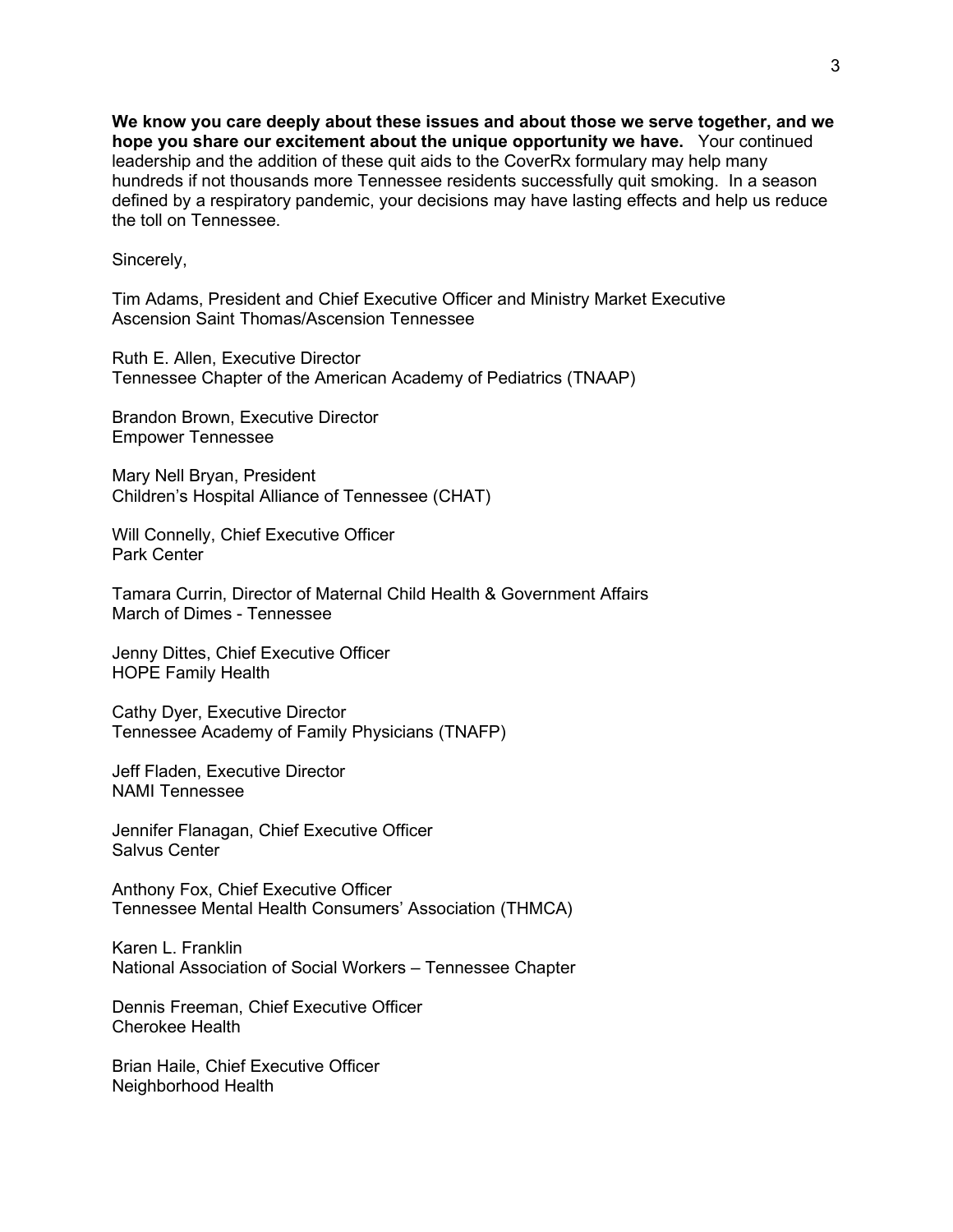**We know you care deeply about these issues and about those we serve together, and we hope you share our excitement about the unique opportunity we have.** Your continued leadership and the addition of these quit aids to the CoverRx formulary may help many hundreds if not thousands more Tennessee residents successfully quit smoking. In a season defined by a respiratory pandemic, your decisions may have lasting effects and help us reduce the toll on Tennessee.

Sincerely,

Tim Adams, President and Chief Executive Officer and Ministry Market Executive
Ascension Saint Thomas/Ascension Tennessee

Ruth E. Allen, Executive Director
Tennessee Chapter of the American Academy of Pediatrics (TNAAP)

Brandon Brown, Executive Director
Empower Tennessee

Mary Nell Bryan, President
Children's Hospital Alliance of Tennessee (CHAT)

Will Connelly, Chief Executive Officer
Park Center

Tamara Currin, Director of Maternal Child Health & Government Affairs
March of Dimes - Tennessee

Jenny Dittes, Chief Executive Officer
HOPE Family Health

Cathy Dyer, Executive Director
Tennessee Academy of Family Physicians (TNAFP)

Jeff Fladen, Executive Director
NAMI Tennessee

Jennifer Flanagan, Chief Executive Officer
Salvus Center

Anthony Fox, Chief Executive Officer
Tennessee Mental Health Consumers' Association (THMCA)

Karen L. Franklin
National Association of Social Workers – Tennessee Chapter

Dennis Freeman, Chief Executive Officer
Cherokee Health

Brian Haile, Chief Executive Officer
Neighborhood Health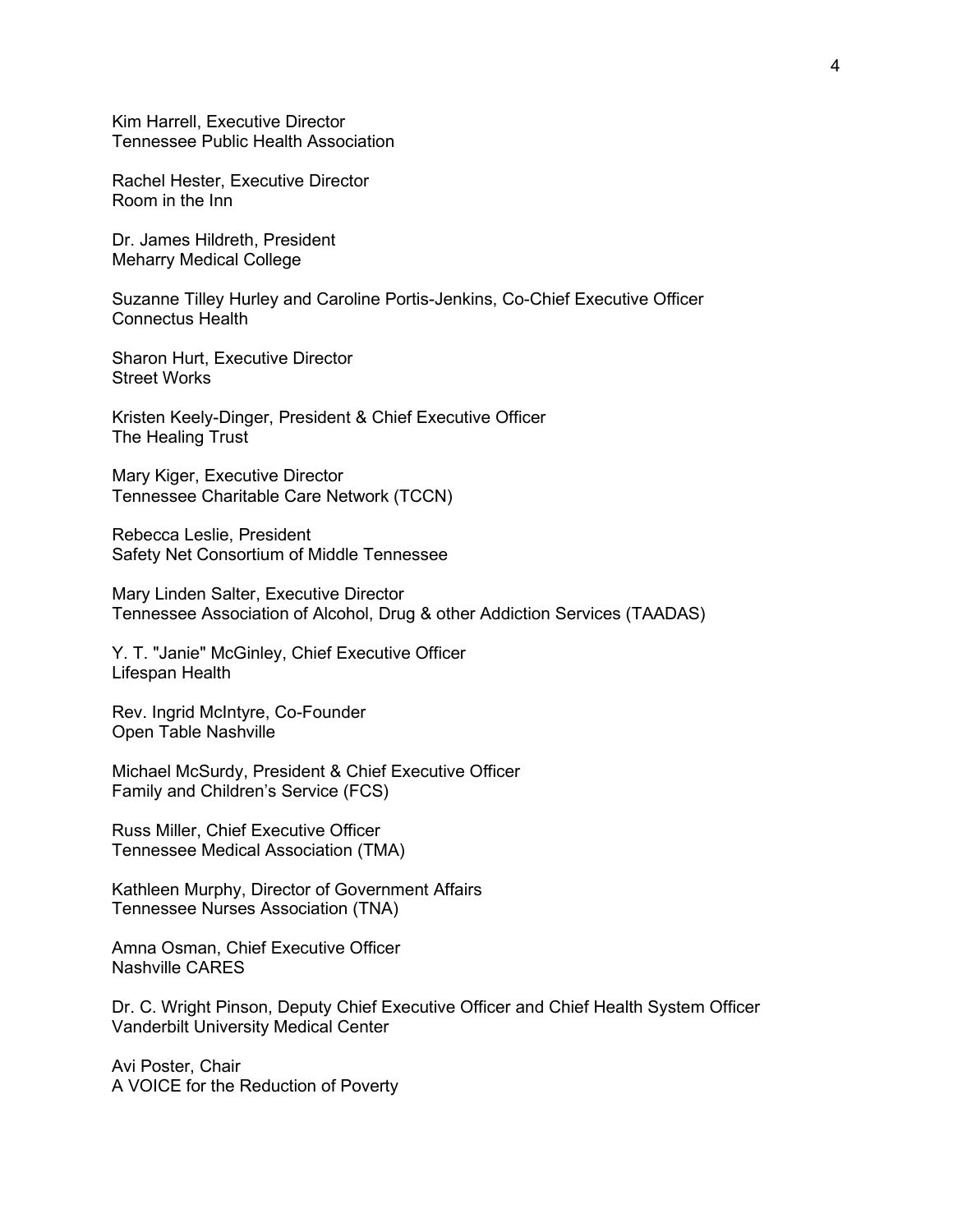Kim Harrell, Executive Director
Tennessee Public Health Association

Rachel Hester, Executive Director
Room in the Inn

Dr. James Hildreth, President
Meharry Medical College

Suzanne Tilley Hurley and Caroline Portis-Jenkins, Co-Chief Executive Officer
Connectus Health

Sharon Hurt, Executive Director
Street Works

Kristen Keely-Dinger, President & Chief Executive Officer
The Healing Trust

Mary Kiger, Executive Director
Tennessee Charitable Care Network (TCCN)

Rebecca Leslie, President
Safety Net Consortium of Middle Tennessee

Mary Linden Salter, Executive Director
Tennessee Association of Alcohol, Drug & other Addiction Services (TAADAS)

Y. T. "Janie" McGinley, Chief Executive Officer
Lifespan Health

Rev. Ingrid McIntyre, Co-Founder
Open Table Nashville

Michael McSurdy, President & Chief Executive Officer
Family and Children's Service (FCS)

Russ Miller, Chief Executive Officer
Tennessee Medical Association (TMA)

Kathleen Murphy, Director of Government Affairs
Tennessee Nurses Association (TNA)

Amna Osman, Chief Executive Officer
Nashville CARES

Dr. C. Wright Pinson, Deputy Chief Executive Officer and Chief Health System Officer
Vanderbilt University Medical Center

Avi Poster, Chair
A VOICE for the Reduction of Poverty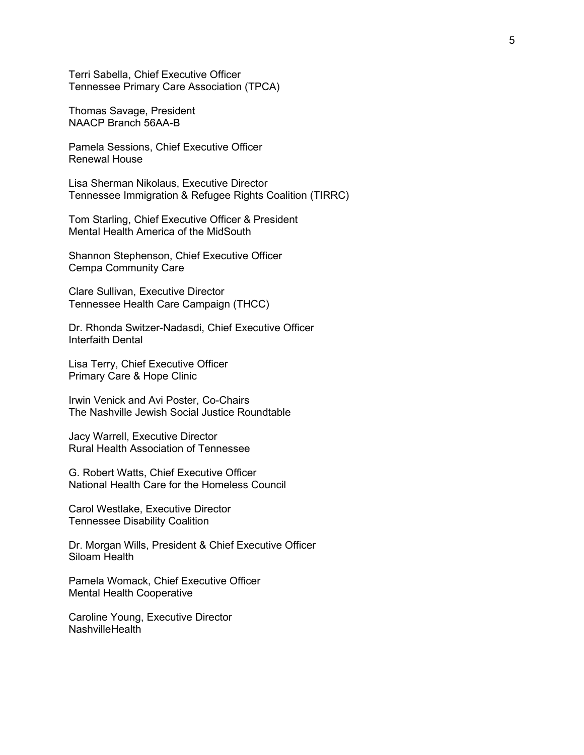Terri Sabella, Chief Executive Officer
Tennessee Primary Care Association (TPCA)

Thomas Savage, President
NAACP Branch 56AA-B

Pamela Sessions, Chief Executive Officer
Renewal House

Lisa Sherman Nikolaus, Executive Director
Tennessee Immigration & Refugee Rights Coalition (TIRRC)

Tom Starling, Chief Executive Officer & President
Mental Health America of the MidSouth

Shannon Stephenson, Chief Executive Officer
Cempa Community Care

Clare Sullivan, Executive Director
Tennessee Health Care Campaign (THCC)

Dr. Rhonda Switzer-Nadasdi, Chief Executive Officer
Interfaith Dental

Lisa Terry, Chief Executive Officer
Primary Care & Hope Clinic

Irwin Venick and Avi Poster, Co-Chairs
The Nashville Jewish Social Justice Roundtable

Jacy Warrell, Executive Director
Rural Health Association of Tennessee

G. Robert Watts, Chief Executive Officer
National Health Care for the Homeless Council

Carol Westlake, Executive Director
Tennessee Disability Coalition

Dr. Morgan Wills, President & Chief Executive Officer
Siloam Health

Pamela Womack, Chief Executive Officer
Mental Health Cooperative

Caroline Young, Executive Director
NashvilleHealth